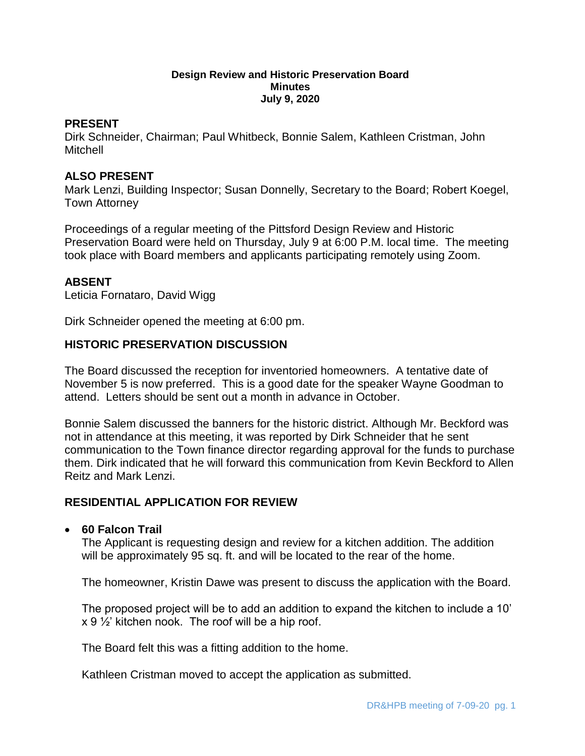**Design Review and Historic Preservation Board**
**Minutes**
**July 9, 2020**

## PRESENT

Dirk Schneider, Chairman; Paul Whitbeck, Bonnie Salem, Kathleen Cristman, John Mitchell

## ALSO PRESENT

Mark Lenzi, Building Inspector; Susan Donnelly, Secretary to the Board; Robert Koegel, Town Attorney

Proceedings of a regular meeting of the Pittsford Design Review and Historic Preservation Board were held on Thursday, July 9 at 6:00 P.M. local time. The meeting took place with Board members and applicants participating remotely using Zoom.

## ABSENT

Leticia Fornataro, David Wigg

Dirk Schneider opened the meeting at 6:00 pm.

## HISTORIC PRESERVATION DISCUSSION

The Board discussed the reception for inventoried homeowners. A tentative date of November 5 is now preferred. This is a good date for the speaker Wayne Goodman to attend. Letters should be sent out a month in advance in October.

Bonnie Salem discussed the banners for the historic district. Although Mr. Beckford was not in attendance at this meeting, it was reported by Dirk Schneider that he sent communication to the Town finance director regarding approval for the funds to purchase them. Dirk indicated that he will forward this communication from Kevin Beckford to Allen Reitz and Mark Lenzi.

## RESIDENTIAL APPLICATION FOR REVIEW

- **60 Falcon Trail**

  The Applicant is requesting design and review for a kitchen addition. The addition will be approximately 95 sq. ft. and will be located to the rear of the home.

  The homeowner, Kristin Dawe was present to discuss the application with the Board.

  The proposed project will be to add an addition to expand the kitchen to include a 10' x 9 ½' kitchen nook. The roof will be a hip roof.

  The Board felt this was a fitting addition to the home.

  Kathleen Cristman moved to accept the application as submitted.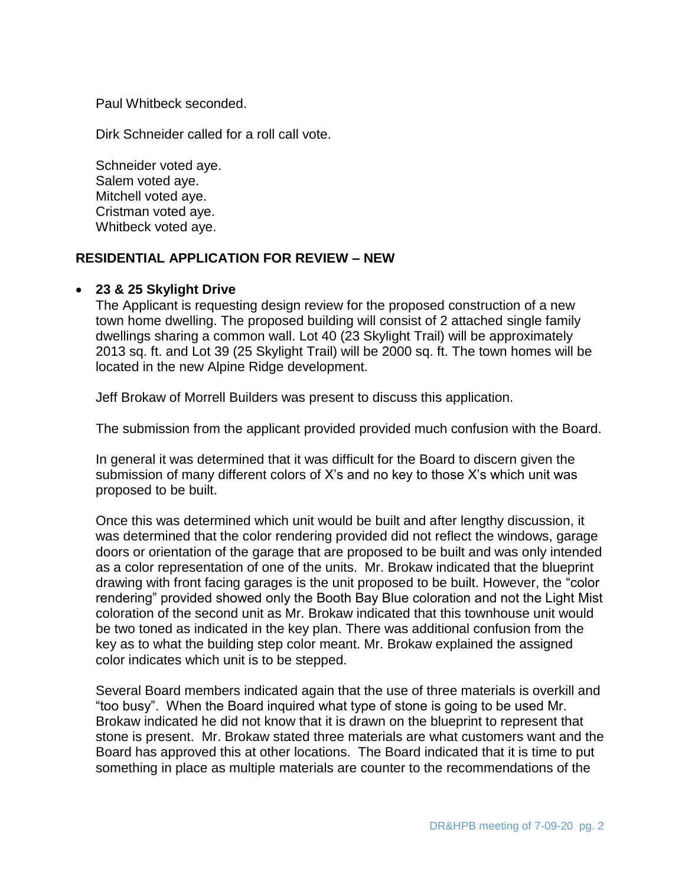Paul Whitbeck seconded.

Dirk Schneider called for a roll call vote.

Schneider voted aye.
Salem voted aye.
Mitchell voted aye.
Cristman voted aye.
Whitbeck voted aye.

## RESIDENTIAL APPLICATION FOR REVIEW – NEW

- **23 & 25 Skylight Drive**

  The Applicant is requesting design review for the proposed construction of a new town home dwelling. The proposed building will consist of 2 attached single family dwellings sharing a common wall. Lot 40 (23 Skylight Trail) will be approximately 2013 sq. ft. and Lot 39 (25 Skylight Trail) will be 2000 sq. ft. The town homes will be located in the new Alpine Ridge development.

  Jeff Brokaw of Morrell Builders was present to discuss this application.

  The submission from the applicant provided provided much confusion with the Board.

  In general it was determined that it was difficult for the Board to discern given the submission of many different colors of X's and no key to those X's which unit was proposed to be built.

  Once this was determined which unit would be built and after lengthy discussion, it was determined that the color rendering provided did not reflect the windows, garage doors or orientation of the garage that are proposed to be built and was only intended as a color representation of one of the units. Mr. Brokaw indicated that the blueprint drawing with front facing garages is the unit proposed to be built. However, the "color rendering" provided showed only the Booth Bay Blue coloration and not the Light Mist coloration of the second unit as Mr. Brokaw indicated that this townhouse unit would be two toned as indicated in the key plan. There was additional confusion from the key as to what the building step color meant. Mr. Brokaw explained the assigned color indicates which unit is to be stepped.

  Several Board members indicated again that the use of three materials is overkill and "too busy". When the Board inquired what type of stone is going to be used Mr. Brokaw indicated he did not know that it is drawn on the blueprint to represent that stone is present. Mr. Brokaw stated three materials are what customers want and the Board has approved this at other locations. The Board indicated that it is time to put something in place as multiple materials are counter to the recommendations of the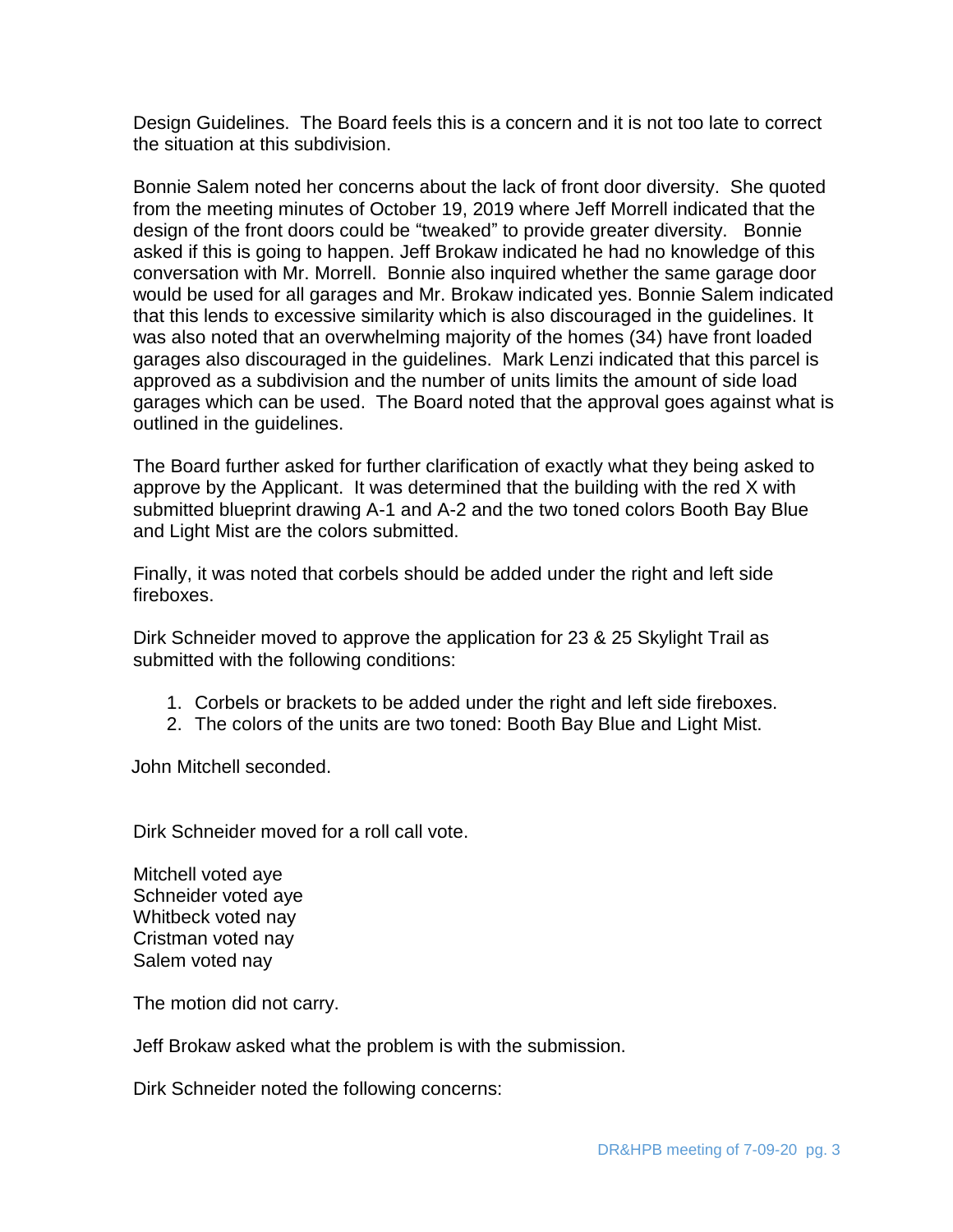Design Guidelines. The Board feels this is a concern and it is not too late to correct the situation at this subdivision.

Bonnie Salem noted her concerns about the lack of front door diversity. She quoted from the meeting minutes of October 19, 2019 where Jeff Morrell indicated that the design of the front doors could be "tweaked" to provide greater diversity. Bonnie asked if this is going to happen. Jeff Brokaw indicated he had no knowledge of this conversation with Mr. Morrell. Bonnie also inquired whether the same garage door would be used for all garages and Mr. Brokaw indicated yes. Bonnie Salem indicated that this lends to excessive similarity which is also discouraged in the guidelines. It was also noted that an overwhelming majority of the homes (34) have front loaded garages also discouraged in the guidelines. Mark Lenzi indicated that this parcel is approved as a subdivision and the number of units limits the amount of side load garages which can be used. The Board noted that the approval goes against what is outlined in the guidelines.

The Board further asked for further clarification of exactly what they being asked to approve by the Applicant. It was determined that the building with the red X with submitted blueprint drawing A-1 and A-2 and the two toned colors Booth Bay Blue and Light Mist are the colors submitted.

Finally, it was noted that corbels should be added under the right and left side fireboxes.

Dirk Schneider moved to approve the application for 23 & 25 Skylight Trail as submitted with the following conditions:

1. Corbels or brackets to be added under the right and left side fireboxes.
2. The colors of the units are two toned: Booth Bay Blue and Light Mist.

John Mitchell seconded.

Dirk Schneider moved for a roll call vote.

Mitchell voted aye
Schneider voted aye
Whitbeck voted nay
Cristman voted nay
Salem voted nay

The motion did not carry.

Jeff Brokaw asked what the problem is with the submission.

Dirk Schneider noted the following concerns: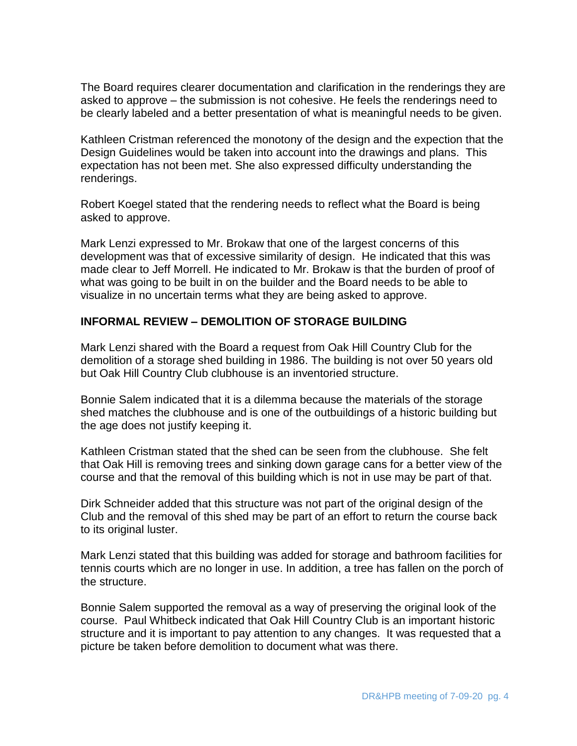The Board requires clearer documentation and clarification in the renderings they are asked to approve – the submission is not cohesive. He feels the renderings need to be clearly labeled and a better presentation of what is meaningful needs to be given.

Kathleen Cristman referenced the monotony of the design and the expection that the Design Guidelines would be taken into account into the drawings and plans. This expectation has not been met. She also expressed difficulty understanding the renderings.

Robert Koegel stated that the rendering needs to reflect what the Board is being asked to approve.

Mark Lenzi expressed to Mr. Brokaw that one of the largest concerns of this development was that of excessive similarity of design. He indicated that this was made clear to Jeff Morrell. He indicated to Mr. Brokaw is that the burden of proof of what was going to be built in on the builder and the Board needs to be able to visualize in no uncertain terms what they are being asked to approve.

## INFORMAL REVIEW – DEMOLITION OF STORAGE BUILDING

Mark Lenzi shared with the Board a request from Oak Hill Country Club for the demolition of a storage shed building in 1986. The building is not over 50 years old but Oak Hill Country Club clubhouse is an inventoried structure.

Bonnie Salem indicated that it is a dilemma because the materials of the storage shed matches the clubhouse and is one of the outbuildings of a historic building but the age does not justify keeping it.

Kathleen Cristman stated that the shed can be seen from the clubhouse. She felt that Oak Hill is removing trees and sinking down garage cans for a better view of the course and that the removal of this building which is not in use may be part of that.

Dirk Schneider added that this structure was not part of the original design of the Club and the removal of this shed may be part of an effort to return the course back to its original luster.

Mark Lenzi stated that this building was added for storage and bathroom facilities for tennis courts which are no longer in use. In addition, a tree has fallen on the porch of the structure.

Bonnie Salem supported the removal as a way of preserving the original look of the course. Paul Whitbeck indicated that Oak Hill Country Club is an important historic structure and it is important to pay attention to any changes. It was requested that a picture be taken before demolition to document what was there.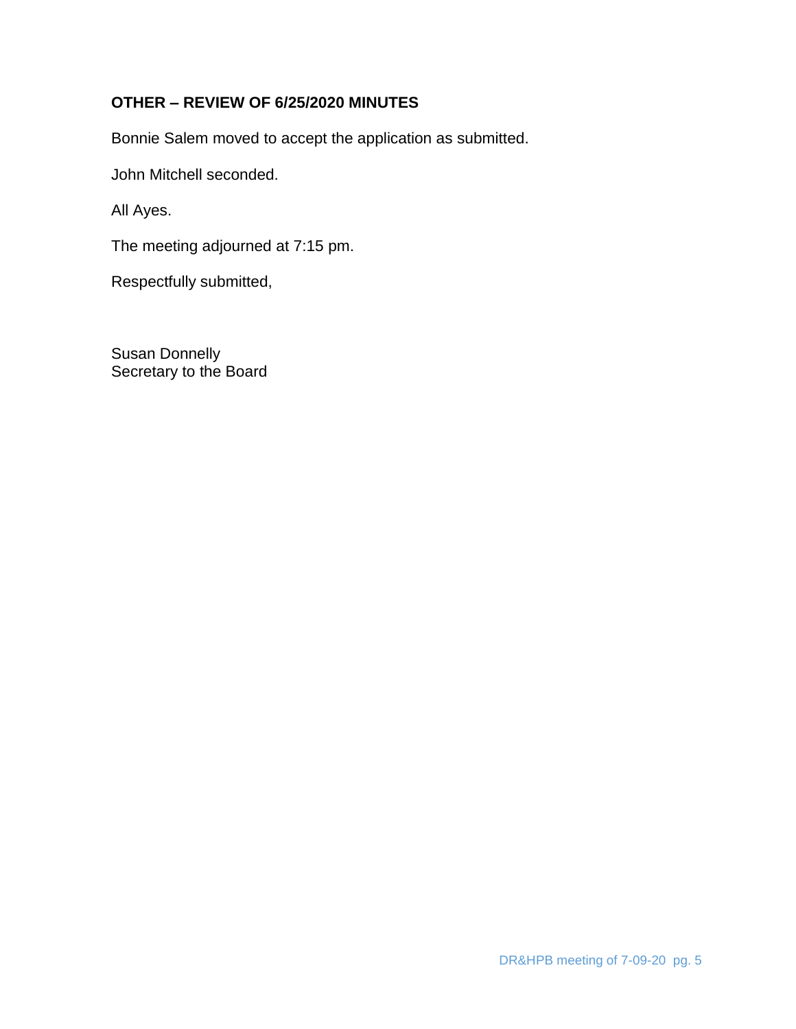**OTHER – REVIEW OF 6/25/2020 MINUTES**

Bonnie Salem moved to accept the application as submitted.

John Mitchell seconded.

All Ayes.

The meeting adjourned at 7:15 pm.

Respectfully submitted,

Susan Donnelly
Secretary to the Board